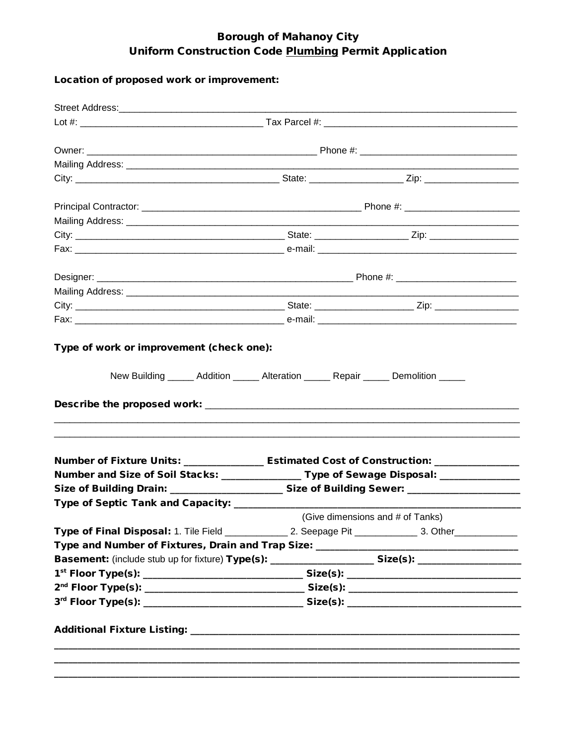**Borough of Mahanoy City**
**Uniform Construction Code Plumbing Permit Application**

**Location of proposed work or improvement:**

Street Address:______________________________________________________________

Lot #: ______________________________ Tax Parcel #: ______________________________

Owner: ______________________________________ Phone #: ________________________

Mailing Address: _____________________________________________________________

City: _________________________________ State: _______________ Zip: _______________

Principal Contractor: ___________________________________ Phone #: __________________

Mailing Address: _____________________________________________________________

City: _________________________________ State: _______________ Zip: _______________

Fax: _________________________________ e-mail: _________________________________

Designer: ____________________________________________ Phone #: __________________

Mailing Address: _____________________________________________________________

City: _________________________________ State: _______________ Zip: _______________

Fax: _________________________________ e-mail: _________________________________

**Type of work or improvement (check one):**

New Building _____ Addition _____ Alteration _____ Repair _____ Demolition _____

**Describe the proposed work:** ___________________________________________________

_____________________________________________________________________________

_____________________________________________________________________________

**Number of Fixture Units:** _____________ **Estimated Cost of Construction:** _____________

**Number and Size of Soil Stacks:** _____________ **Type of Sewage Disposal:** _____________

**Size of Building Drain:** __________________ **Size of Building Sewer:** __________________

**Type of Septic Tank and Capacity:** ______________________________________________

(Give dimensions and # of Tanks)

**Type of Final Disposal:** 1. Tile Field ___________ 2. Seepage Pit ___________ 3. Other___________

**Type and Number of Fixtures, Drain and Trap Size:** ________________________________

**Basement:** (include stub up for fixture) **Type(s):** __________________ **Size(s):** __________________

**1st Floor Type(s):** ____________________________ **Size(s):** ______________________________

**2nd Floor Type(s):** ____________________________ **Size(s):** ______________________________

**3rd Floor Type(s):** ____________________________ **Size(s):** ______________________________

**Additional Fixture Listing:** ___________________________________________________

_____________________________________________________________________________

_____________________________________________________________________________

_____________________________________________________________________________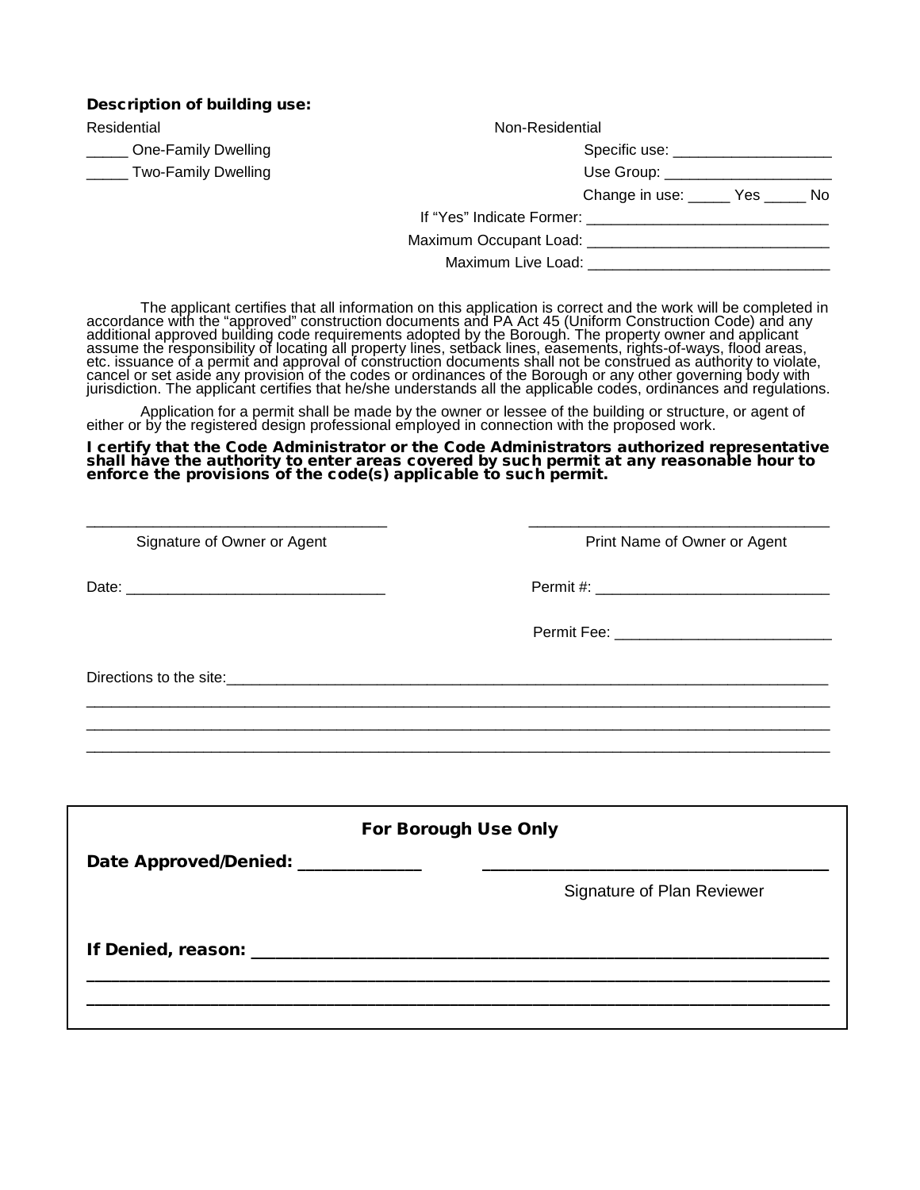**Description of building use:**

Residential

_____ One-Family Dwelling

_____ Two-Family Dwelling

Non-Residential

Specific use: ___________________

Use Group: ____________________

Change in use: _____ Yes _____ No

If "Yes" Indicate Former: _____________________________

Maximum Occupant Load: _____________________________

Maximum Live Load: _____________________________

The applicant certifies that all information on this application is correct and the work will be completed in accordance with the "approved" construction documents and PA Act 45 (Uniform Construction Code) and any additional approved building code requirements adopted by the Borough. The property owner and applicant assume the responsibility of locating all property lines, setback lines, easements, rights-of-ways, flood areas, etc. issuance of a permit and approval of construction documents shall not be construed as authority to violate, cancel or set aside any provision of the codes or ordinances of the Borough or any other governing body with jurisdiction. The applicant certifies that he/she understands all the applicable codes, ordinances and regulations.

Application for a permit shall be made by the owner or lessee of the building or structure, or agent of either or by the registered design professional employed in connection with the proposed work.

**I certify that the Code Administrator or the Code Administrators authorized representative shall have the authority to enter areas covered by such permit at any reasonable hour to enforce the provisions of the code(s) applicable to such permit.**

___________________________________ Signature of Owner or Agent

___________________________________ Print Name of Owner or Agent

Date: _______________________________

Permit #: ____________________________

Permit Fee: __________________________

Directions to the site:___________________________________________________________________________
_____________________________________________________________________________________________
_____________________________________________________________________________________________
_____________________________________________________________________________________________

**For Borough Use Only**

**Date Approved/Denied: _____________**

_____________________________________ Signature of Plan Reviewer

**If Denied, reason: ___________________________________________________________________**
_____________________________________________________________________________________________
_____________________________________________________________________________________________